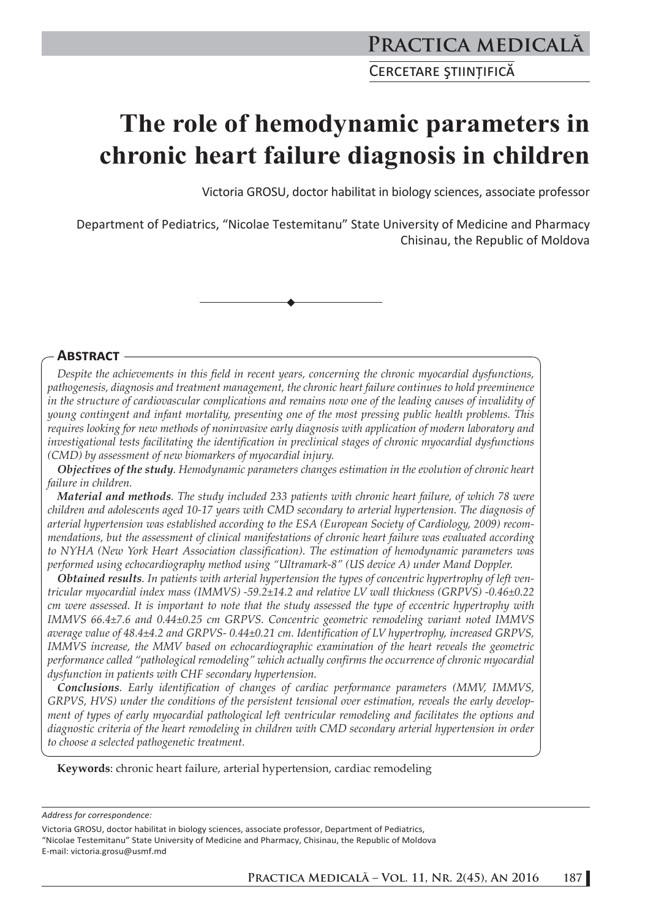# The role of hemodynamic parameters in chronic heart failure diagnosis in children

Victoria GROSU, doctor habilitat in biology sciences, associate professor

Department of Pediatrics, "Nicolae Testemitanu" State University of Medicine and Pharmacy Chisinau, the Republic of Moldova

## Abstract

*Despite the achievements in this field in recent years, concerning the chronic myocardial dysfunctions, pathogenesis, diagnosis and treatment management, the chronic heart failure continues to hold preeminence in the structure of cardiovascular complications and remains now one of the leading causes of invalidity of young contingent and infant mortality, presenting one of the most pressing public health problems. This requires looking for new methods of noninvasive early diagnosis with application of modern laboratory and investigational tests facilitating the identification in preclinical stages of chronic myocardial dysfunctions (CMD) by assessment of new biomarkers of myocardial injury.*

***Objectives of the study****. Hemodynamic parameters changes estimation in the evolution of chronic heart failure in children.*

***Material and methods****. The study included 233 patients with chronic heart failure, of which 78 were children and adolescents aged 10-17 years with CMD secondary to arterial hypertension. The diagnosis of arterial hypertension was established according to the ESA (European Society of Cardiology, 2009) recommendations, but the assessment of clinical manifestations of chronic heart failure was evaluated according to NYHA (New York Heart Association classification). The estimation of hemodynamic parameters was performed using echocardiography method using "Ultramark-8" (US device A) under Mand Doppler.*

***Obtained results****. In patients with arterial hypertension the types of concentric hypertrophy of left ventricular myocardial index mass (IMMVS) -59.2±14.2 and relative LV wall thickness (GRPVS) -0.46±0.22 cm were assessed. It is important to note that the study assessed the type of eccentric hypertrophy with IMMVS 66.4±7.6 and 0.44±0.25 cm GRPVS. Concentric geometric remodeling variant noted IMMVS average value of 48.4±4.2 and GRPVS- 0.44±0.21 cm. Identification of LV hypertrophy, increased GRPVS, IMMVS increase, the MMV based on echocardiographic examination of the heart reveals the geometric performance called "pathological remodeling" which actually confirms the occurrence of chronic myocardial dysfunction in patients with CHF secondary hypertension.*

***Conclusions****. Early identification of changes of cardiac performance parameters (MMV, IMMVS, GRPVS, HVS) under the conditions of the persistent tensional over estimation, reveals the early development of types of early myocardial pathological left ventricular remodeling and facilitates the options and diagnostic criteria of the heart remodeling in children with CMD secondary arterial hypertension in order to choose a selected pathogenetic treatment.*

**Keywords**: chronic heart failure, arterial hypertension, cardiac remodeling

*Address for correspondence:*

Victoria GROSU, doctor habilitat in biology sciences, associate professor, Department of Pediatrics, "Nicolae Testemitanu" State University of Medicine and Pharmacy, Chisinau, the Republic of Moldova
E-mail: victoria.grosu@usmf.md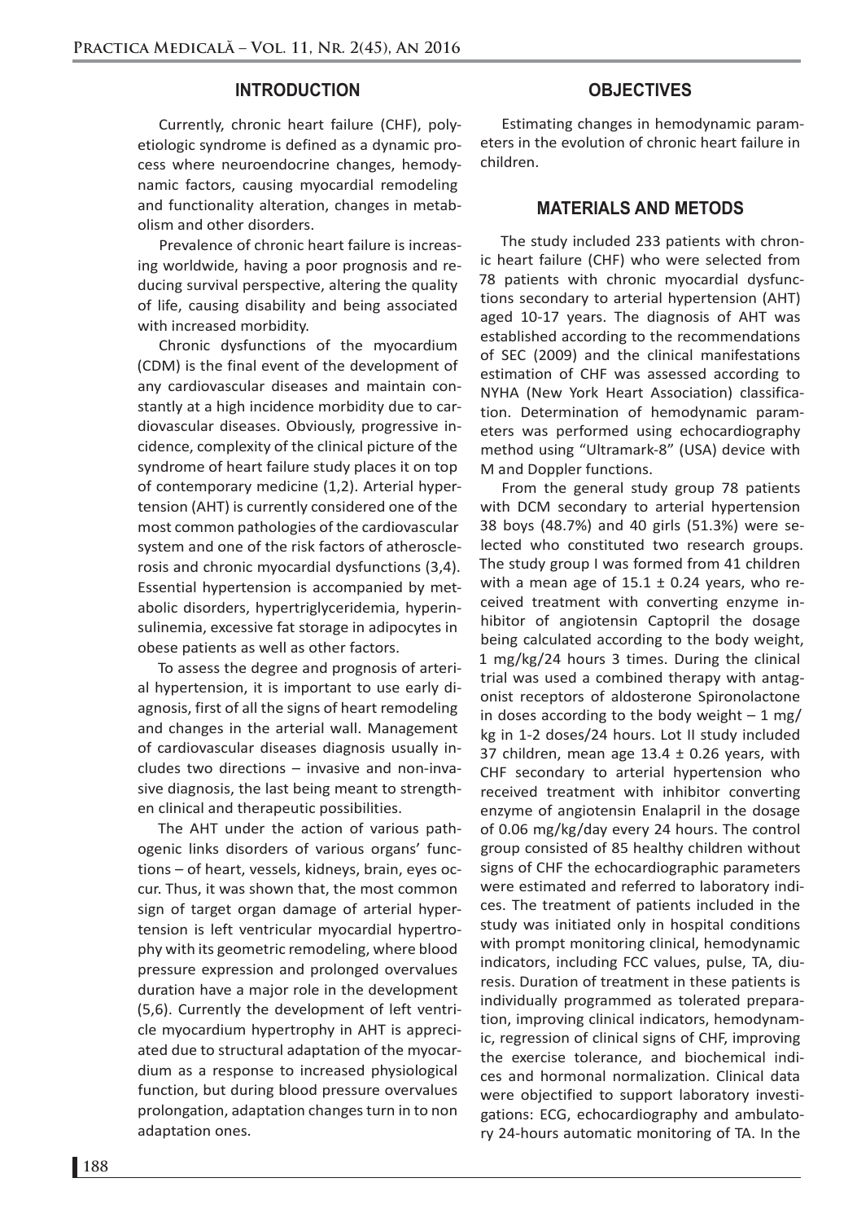## INTRODUCTION

Currently, chronic heart failure (CHF), polyetiologic syndrome is defined as a dynamic process where neuroendocrine changes, hemodynamic factors, causing myocardial remodeling and functionality alteration, changes in metabolism and other disorders.

Prevalence of chronic heart failure is increasing worldwide, having a poor prognosis and reducing survival perspective, altering the quality of life, causing disability and being associated with increased morbidity.

Chronic dysfunctions of the myocardium (CDM) is the final event of the development of any cardiovascular diseases and maintain constantly at a high incidence morbidity due to cardiovascular diseases. Obviously, progressive incidence, complexity of the clinical picture of the syndrome of heart failure study places it on top of contemporary medicine (1,2). Arterial hypertension (AHT) is currently considered one of the most common pathologies of the cardiovascular system and one of the risk factors of atherosclerosis and chronic myocardial dysfunctions (3,4). Essential hypertension is accompanied by metabolic disorders, hypertriglyceridemia, hyperinsulinemia, excessive fat storage in adipocytes in obese patients as well as other factors.

To assess the degree and prognosis of arterial hypertension, it is important to use early diagnosis, first of all the signs of heart remodeling and changes in the arterial wall. Management of cardiovascular diseases diagnosis usually includes two directions – invasive and non-invasive diagnosis, the last being meant to strengthen clinical and therapeutic possibilities.

The AHT under the action of various pathogenic links disorders of various organs' functions – of heart, vessels, kidneys, brain, eyes occur. Thus, it was shown that, the most common sign of target organ damage of arterial hypertension is left ventricular myocardial hypertrophy with its geometric remodeling, where blood pressure expression and prolonged overvalues duration have a major role in the development (5,6). Currently the development of left ventricle myocardium hypertrophy in AHT is appreciated due to structural adaptation of the myocardium as a response to increased physiological function, but during blood pressure overvalues prolongation, adaptation changes turn in to non adaptation ones.

## OBJECTIVES

Estimating changes in hemodynamic parameters in the evolution of chronic heart failure in children.

## MATERIALS AND METODS

The study included 233 patients with chronic heart failure (CHF) who were selected from 78 patients with chronic myocardial dysfunctions secondary to arterial hypertension (AHT) aged 10-17 years. The diagnosis of AHT was established according to the recommendations of SEC (2009) and the clinical manifestations estimation of CHF was assessed according to NYHA (New York Heart Association) classification. Determination of hemodynamic parameters was performed using echocardiography method using "Ultramark-8" (USA) device with M and Doppler functions.

From the general study group 78 patients with DCM secondary to arterial hypertension 38 boys (48.7%) and 40 girls (51.3%) were selected who constituted two research groups. The study group I was formed from 41 children with a mean age of 15.1 ± 0.24 years, who received treatment with converting enzyme inhibitor of angiotensin Captopril the dosage being calculated according to the body weight, 1 mg/kg/24 hours 3 times. During the clinical trial was used a combined therapy with antagonist receptors of aldosterone Spironolactone in doses according to the body weight – 1 mg/kg in 1-2 doses/24 hours. Lot II study included 37 children, mean age 13.4 ± 0.26 years, with CHF secondary to arterial hypertension who received treatment with inhibitor converting enzyme of angiotensin Enalapril in the dosage of 0.06 mg/kg/day every 24 hours. The control group consisted of 85 healthy children without signs of CHF the echocardiographic parameters were estimated and referred to laboratory indices. The treatment of patients included in the study was initiated only in hospital conditions with prompt monitoring clinical, hemodynamic indicators, including FCC values, pulse, TA, diuresis. Duration of treatment in these patients is individually programmed as tolerated preparation, improving clinical indicators, hemodynamic, regression of clinical signs of CHF, improving the exercise tolerance, and biochemical indices and hormonal normalization. Clinical data were objectified to support laboratory investigations: ECG, echocardiography and ambulatory 24-hours automatic monitoring of TA. In the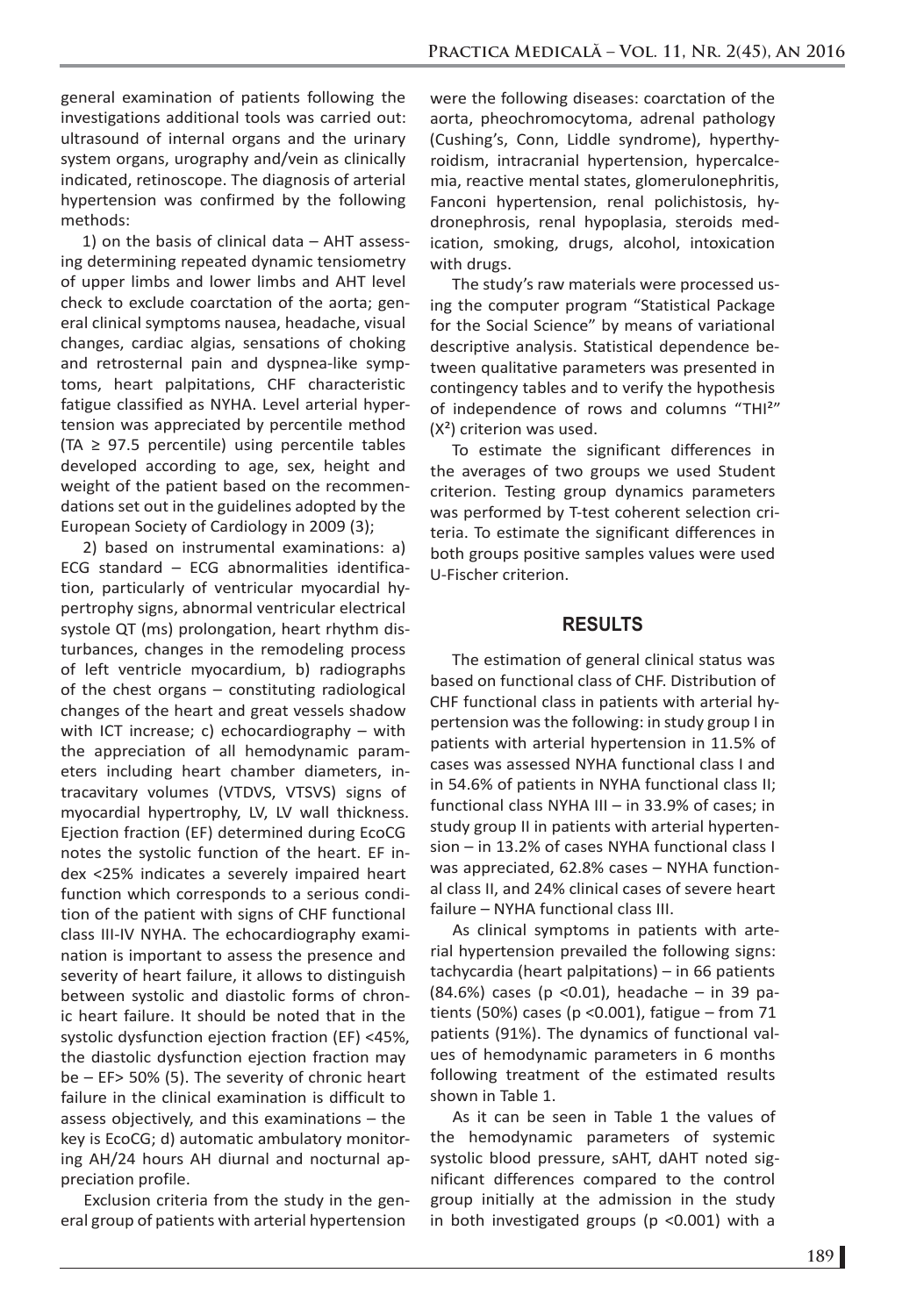general examination of patients following the investigations additional tools was carried out: ultrasound of internal organs and the urinary system organs, urography and/vein as clinically indicated, retinoscope. The diagnosis of arterial hypertension was confirmed by the following methods:

1) on the basis of clinical data – AHT assessing determining repeated dynamic tensiometry of upper limbs and lower limbs and AHT level check to exclude coarctation of the aorta; general clinical symptoms nausea, headache, visual changes, cardiac algias, sensations of choking and retrosternal pain and dyspnea-like symptoms, heart palpitations, CHF characteristic fatigue classified as NYHA. Level arterial hypertension was appreciated by percentile method (TA ≥ 97.5 percentile) using percentile tables developed according to age, sex, height and weight of the patient based on the recommendations set out in the guidelines adopted by the European Society of Cardiology in 2009 (3);

2) based on instrumental examinations: a) ECG standard – ECG abnormalities identification, particularly of ventricular myocardial hypertrophy signs, abnormal ventricular electrical systole QT (ms) prolongation, heart rhythm disturbances, changes in the remodeling process of left ventricle myocardium, b) radiographs of the chest organs – constituting radiological changes of the heart and great vessels shadow with ICT increase; c) echocardiography – with the appreciation of all hemodynamic parameters including heart chamber diameters, intracavitary volumes (VTDVS, VTSVS) signs of myocardial hypertrophy, LV, LV wall thickness. Ejection fraction (EF) determined during EcoCG notes the systolic function of the heart. EF index <25% indicates a severely impaired heart function which corresponds to a serious condition of the patient with signs of CHF functional class III-IV NYHA. The echocardiography examination is important to assess the presence and severity of heart failure, it allows to distinguish between systolic and diastolic forms of chronic heart failure. It should be noted that in the systolic dysfunction ejection fraction (EF) <45%, the diastolic dysfunction ejection fraction may be – EF> 50% (5). The severity of chronic heart failure in the clinical examination is difficult to assess objectively, and this examinations – the key is EcoCG; d) automatic ambulatory monitoring AH/24 hours AH diurnal and nocturnal appreciation profile.

Exclusion criteria from the study in the general group of patients with arterial hypertension were the following diseases: coarctation of the aorta, pheochromocytoma, adrenal pathology (Cushing's, Conn, Liddle syndrome), hyperthyroidism, intracranial hypertension, hypercalcemia, reactive mental states, glomerulonephritis, Fanconi hypertension, renal polichistosis, hydronephrosis, renal hypoplasia, steroids medication, smoking, drugs, alcohol, intoxication with drugs.

The study's raw materials were processed using the computer program "Statistical Package for the Social Science" by means of variational descriptive analysis. Statistical dependence between qualitative parameters was presented in contingency tables and to verify the hypothesis of independence of rows and columns "THI²" ($X^2$) criterion was used.

To estimate the significant differences in the averages of two groups we used Student criterion. Testing group dynamics parameters was performed by T-test coherent selection criteria. To estimate the significant differences in both groups positive samples values were used U-Fischer criterion.

## RESULTS

The estimation of general clinical status was based on functional class of CHF. Distribution of CHF functional class in patients with arterial hypertension was the following: in study group I in patients with arterial hypertension in 11.5% of cases was assessed NYHA functional class I and in 54.6% of patients in NYHA functional class II; functional class NYHA III – in 33.9% of cases; in study group II in patients with arterial hypertension – in 13.2% of cases NYHA functional class I was appreciated, 62.8% cases – NYHA functional class II, and 24% clinical cases of severe heart failure – NYHA functional class III.

As clinical symptoms in patients with arterial hypertension prevailed the following signs: tachycardia (heart palpitations) – in 66 patients (84.6%) cases ($p < 0.01$), headache – in 39 patients (50%) cases ($p < 0.001$), fatigue – from 71 patients (91%). The dynamics of functional values of hemodynamic parameters in 6 months following treatment of the estimated results shown in Table 1.

As it can be seen in Table 1 the values of the hemodynamic parameters of systemic systolic blood pressure, sAHT, dAHT noted significant differences compared to the control group initially at the admission in the study in both investigated groups ($p < 0.001$) with a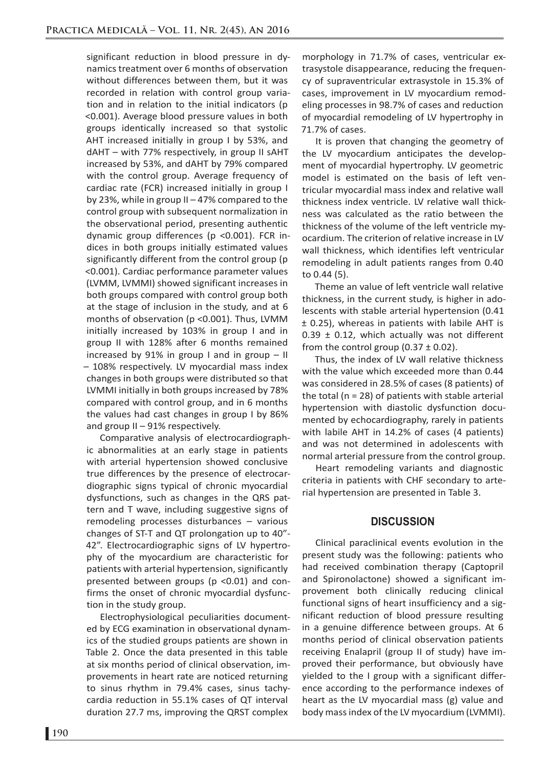significant reduction in blood pressure in dynamics treatment over 6 months of observation without differences between them, but it was recorded in relation with control group variation and in relation to the initial indicators ($p < 0.001$). Average blood pressure values in both groups identically increased so that systolic AHT increased initially in group I by 53%, and dAHT – with 77% respectively, in group II sAHT increased by 53%, and dAHT by 79% compared with the control group. Average frequency of cardiac rate (FCR) increased initially in group I by 23%, while in group II – 47% compared to the control group with subsequent normalization in the observational period, presenting authentic dynamic group differences ($p < 0.001$). FCR indices in both groups initially estimated values significantly different from the control group ($p < 0.001$). Cardiac performance parameter values (LVMM, LVMMI) showed significant increases in both groups compared with control group both at the stage of inclusion in the study, and at 6 months of observation ($p < 0.001$). Thus, LVMM initially increased by 103% in group I and in group II with 128% after 6 months remained increased by 91% in group I and in group – II – 108% respectively. LV myocardial mass index changes in both groups were distributed so that LVMMI initially in both groups increased by 78% compared with control group, and in 6 months the values had cast changes in group I by 86% and group II – 91% respectively.

Comparative analysis of electrocardiographic abnormalities at an early stage in patients with arterial hypertension showed conclusive true differences by the presence of electrocardiographic signs typical of chronic myocardial dysfunctions, such as changes in the QRS pattern and T wave, including suggestive signs of remodeling processes disturbances – various changes of ST-T and QT prolongation up to 40"-42". Electrocardiographic signs of LV hypertrophy of the myocardium are characteristic for patients with arterial hypertension, significantly presented between groups ($p < 0.01$) and confirms the onset of chronic myocardial dysfunction in the study group.

Electrophysiological peculiarities documented by ECG examination in observational dynamics of the studied groups patients are shown in Table 2. Once the data presented in this table at six months period of clinical observation, improvements in heart rate are noticed returning to sinus rhythm in 79.4% cases, sinus tachycardia reduction in 55.1% cases of QT interval duration 27.7 ms, improving the QRST complex morphology in 71.7% of cases, ventricular extrasystole disappearance, reducing the frequency of supraventricular extrasystole in 15.3% of cases, improvement in LV myocardium remodeling processes in 98.7% of cases and reduction of myocardial remodeling of LV hypertrophy in 71.7% of cases.

It is proven that changing the geometry of the LV myocardium anticipates the development of myocardial hypertrophy. LV geometric model is estimated on the basis of left ventricular myocardial mass index and relative wall thickness index ventricle. LV relative wall thickness was calculated as the ratio between the thickness of the volume of the left ventricle myocardium. The criterion of relative increase in LV wall thickness, which identifies left ventricular remodeling in adult patients ranges from 0.40 to 0.44 (5).

Theme an value of left ventricle wall relative thickness, in the current study, is higher in adolescents with stable arterial hypertension ($0.41 \pm 0.25$), whereas in patients with labile AHT is $0.39 \pm 0.12$, which actually was not different from the control group ($0.37 \pm 0.02$).

Thus, the index of LV wall relative thickness with the value which exceeded more than 0.44 was considered in 28.5% of cases (8 patients) of the total ($n = 28$) of patients with stable arterial hypertension with diastolic dysfunction documented by echocardiography, rarely in patients with labile AHT in 14.2% of cases (4 patients) and was not determined in adolescents with normal arterial pressure from the control group.

Heart remodeling variants and diagnostic criteria in patients with CHF secondary to arterial hypertension are presented in Table 3.

## DISCUSSION

Clinical paraclinical events evolution in the present study was the following: patients who had received combination therapy (Captopril and Spironolactone) showed a significant improvement both clinically reducing clinical functional signs of heart insufficiency and a significant reduction of blood pressure resulting in a genuine difference between groups. At 6 months period of clinical observation patients receiving Enalapril (group II of study) have improved their performance, but obviously have yielded to the I group with a significant difference according to the performance indexes of heart as the LV myocardial mass (g) value and body mass index of the LV myocardium (LVMMI).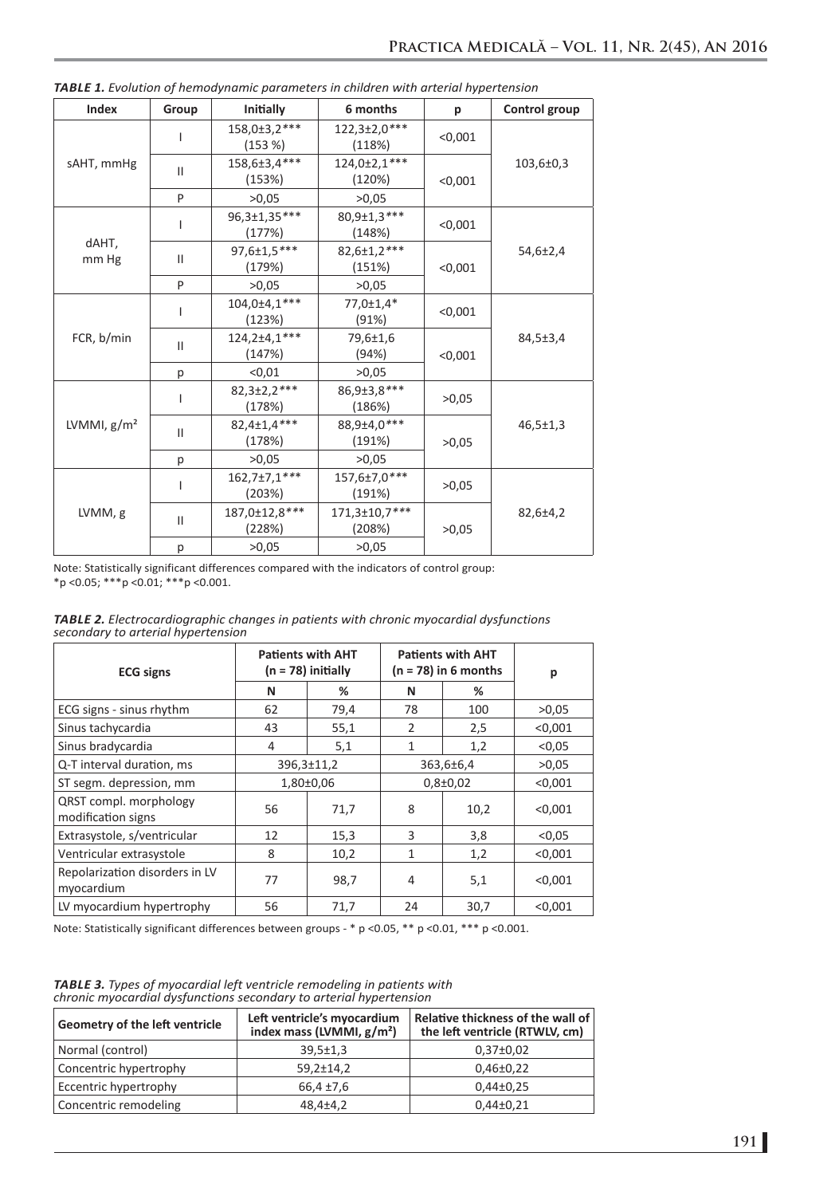***TABLE 1.*** *Evolution of hemodynamic parameters in children with arterial hypertension*

| Index | Group | Initially | 6 months | p | Control group |
|---|---|---|---|---|---|
| sAHT, mmHg | I | 158,0±3,2*** (153 %) | 122,3±2,0*** (118%) | <0,001 | 103,6±0,3 |
| | II | 158,6±3,4*** (153%) | 124,0±2,1*** (120%) | <0,001 | |
| | P | >0,05 | >0,05 | | |
| dAHT, mm Hg | I | 96,3±1,35*** (177%) | 80,9±1,3*** (148%) | <0,001 | 54,6±2,4 |
| | II | 97,6±1,5*** (179%) | 82,6±1,2*** (151%) | <0,001 | |
| | P | >0,05 | >0,05 | | |
| FCR, b/min | I | 104,0±4,1*** (123%) | 77,0±1,4* (91%) | <0,001 | 84,5±3,4 |
| | II | 124,2±4,1*** (147%) | 79,6±1,6 (94%) | <0,001 | |
| | p | <0,01 | >0,05 | | |
| LVMMI, g/m² | I | 82,3±2,2*** (178%) | 86,9±3,8*** (186%) | >0,05 | 46,5±1,3 |
| | II | 82,4±1,4*** (178%) | 88,9±4,0*** (191%) | >0,05 | |
| | p | >0,05 | >0,05 | | |
| LVMM, g | I | 162,7±7,1*** (203%) | 157,6±7,0*** (191%) | >0,05 | 82,6±4,2 |
| | II | 187,0±12,8*** (228%) | 171,3±10,7*** (208%) | >0,05 | |
| | p | >0,05 | >0,05 | | |

Note: Statistically significant differences compared with the indicators of control group:
*p <0.05; ***p <0.01; ***p <0.001.

***TABLE 2.*** *Electrocardiographic changes in patients with chronic myocardial dysfunctions secondary to arterial hypertension*

| ECG signs | Patients with AHT (n = 78) initially | | Patients with AHT (n = 78) in 6 months | | p |
|---|---|---|---|---|---|
| | N | % | N | % | |
| ECG signs - sinus rhythm | 62 | 79,4 | 78 | 100 | >0,05 |
| Sinus tachycardia | 43 | 55,1 | 2 | 2,5 | <0,001 |
| Sinus bradycardia | 4 | 5,1 | 1 | 1,2 | <0,05 |
| Q-T interval duration, ms | 396,3±11,2 | | 363,6±6,4 | | >0,05 |
| ST segm. depression, mm | 1,80±0,06 | | 0,8±0,02 | | <0,001 |
| QRST compl. morphology modification signs | 56 | 71,7 | 8 | 10,2 | <0,001 |
| Extrasystole, s/ventricular | 12 | 15,3 | 3 | 3,8 | <0,05 |
| Ventricular extrasystole | 8 | 10,2 | 1 | 1,2 | <0,001 |
| Repolarization disorders in LV myocardium | 77 | 98,7 | 4 | 5,1 | <0,001 |
| LV myocardium hypertrophy | 56 | 71,7 | 24 | 30,7 | <0,001 |

Note: Statistically significant differences between groups - * p <0.05, ** p <0.01, *** p <0.001.

***TABLE 3.*** *Types of myocardial left ventricle remodeling in patients with chronic myocardial dysfunctions secondary to arterial hypertension*

| Geometry of the left ventricle | Left ventricle's myocardium index mass (LVMMI, g/m²) | Relative thickness of the wall of the left ventricle (RTWLV, cm) |
|---|---|---|
| Normal (control) | 39,5±1,3 | 0,37±0,02 |
| Concentric hypertrophy | 59,2±14,2 | 0,46±0,22 |
| Eccentric hypertrophy | 66,4 ±7,6 | 0,44±0,25 |
| Concentric remodeling | 48,4±4,2 | 0,44±0,21 |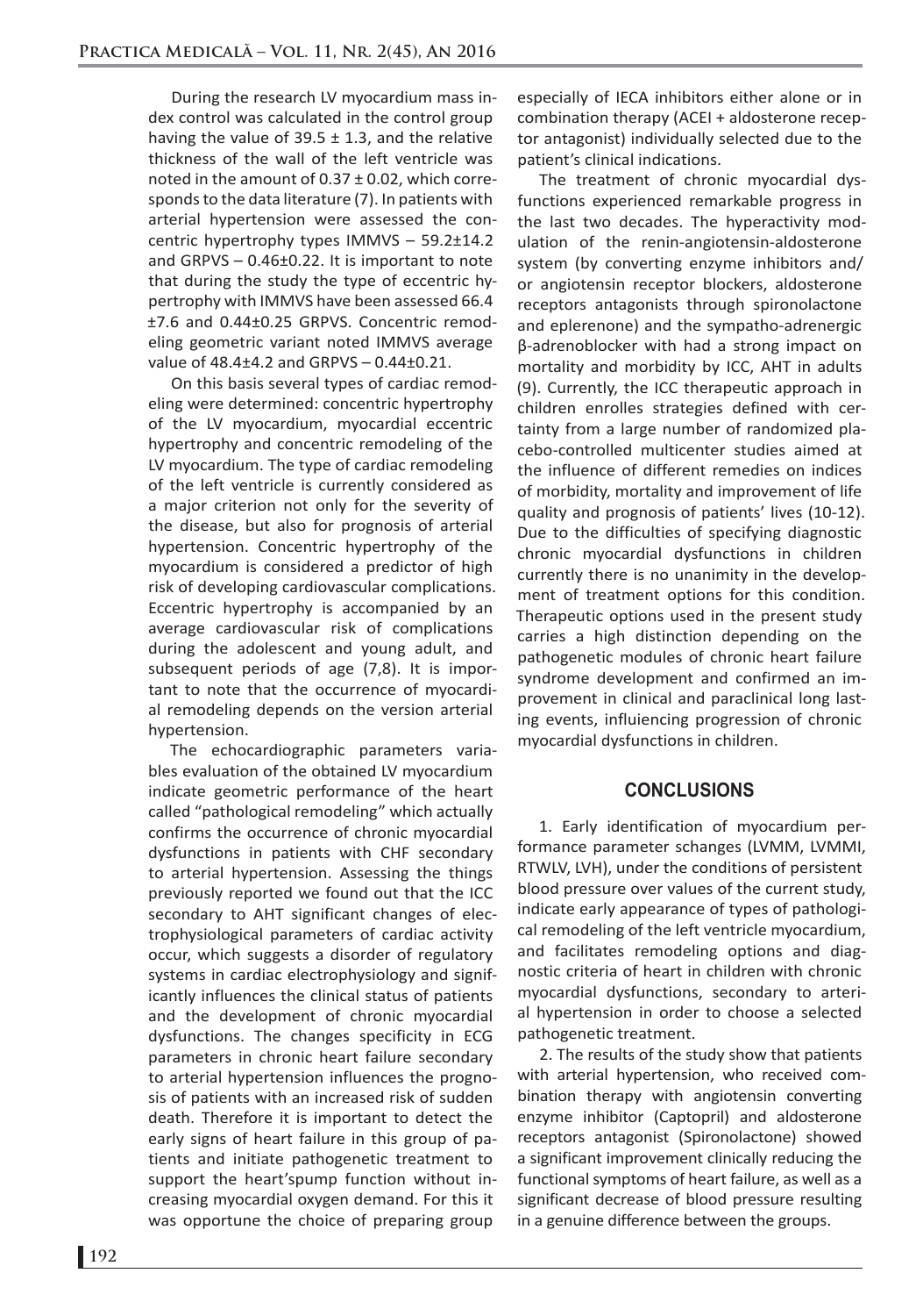During the research LV myocardium mass index control was calculated in the control group having the value of $39.5 \pm 1.3$, and the relative thickness of the wall of the left ventricle was noted in the amount of $0.37 \pm 0.02$, which corresponds to the data literature (7). In patients with arterial hypertension were assessed the concentric hypertrophy types IMMVS – 59.2±14.2 and GRPVS – 0.46±0.22. It is important to note that during the study the type of eccentric hypertrophy with IMMVS have been assessed 66.4 ±7.6 and 0.44±0.25 GRPVS. Concentric remodeling geometric variant noted IMMVS average value of 48.4±4.2 and GRPVS – 0.44±0.21.

On this basis several types of cardiac remodeling were determined: concentric hypertrophy of the LV myocardium, myocardial eccentric hypertrophy and concentric remodeling of the LV myocardium. The type of cardiac remodeling of the left ventricle is currently considered as a major criterion not only for the severity of the disease, but also for prognosis of arterial hypertension. Concentric hypertrophy of the myocardium is considered a predictor of high risk of developing cardiovascular complications. Eccentric hypertrophy is accompanied by an average cardiovascular risk of complications during the adolescent and young adult, and subsequent periods of age (7,8). It is important to note that the occurrence of myocardial remodeling depends on the version arterial hypertension.

The echocardiographic parameters variables evaluation of the obtained LV myocardium indicate geometric performance of the heart called "pathological remodeling" which actually confirms the occurrence of chronic myocardial dysfunctions in patients with CHF secondary to arterial hypertension. Assessing the things previously reported we found out that the ICC secondary to AHT significant changes of electrophysiological parameters of cardiac activity occur, which suggests a disorder of regulatory systems in cardiac electrophysiology and significantly influences the clinical status of patients and the development of chronic myocardial dysfunctions. The changes specificity in ECG parameters in chronic heart failure secondary to arterial hypertension influences the prognosis of patients with an increased risk of sudden death. Therefore it is important to detect the early signs of heart failure in this group of patients and initiate pathogenetic treatment to support the heart'spump function without increasing myocardial oxygen demand. For this it was opportune the choice of preparing group especially of IECA inhibitors either alone or in combination therapy (ACEI + aldosterone receptor antagonist) individually selected due to the patient's clinical indications.

The treatment of chronic myocardial dysfunctions experienced remarkable progress in the last two decades. The hyperactivity modulation of the renin-angiotensin-aldosterone system (by converting enzyme inhibitors and/or angiotensin receptor blockers, aldosterone receptors antagonists through spironolactone and eplerenone) and the sympatho-adrenergic β-adrenoblocker with had a strong impact on mortality and morbidity by ICC, AHT in adults (9). Currently, the ICC therapeutic approach in children enrolles strategies defined with certainty from a large number of randomized placebo-controlled multicenter studies aimed at the influence of different remedies on indices of morbidity, mortality and improvement of life quality and prognosis of patients' lives (10-12). Due to the difficulties of specifying diagnostic chronic myocardial dysfunctions in children currently there is no unanimity in the development of treatment options for this condition. Therapeutic options used in the present study carries a high distinction depending on the pathogenetic modules of chronic heart failure syndrome development and confirmed an improvement in clinical and paraclinical long lasting events, influiencing progression of chronic myocardial dysfunctions in children.

## CONCLUSIONS

1. Early identification of myocardium performance parameter schanges (LVMM, LVMMI, RTWLV, LVH), under the conditions of persistent blood pressure over values of the current study, indicate early appearance of types of pathological remodeling of the left ventricle myocardium, and facilitates remodeling options and diagnostic criteria of heart in children with chronic myocardial dysfunctions, secondary to arterial hypertension in order to choose a selected pathogenetic treatment.

2. The results of the study show that patients with arterial hypertension, who received combination therapy with angiotensin converting enzyme inhibitor (Captopril) and aldosterone receptors antagonist (Spironolactone) showed a significant improvement clinically reducing the functional symptoms of heart failure, as well as a significant decrease of blood pressure resulting in a genuine difference between the groups.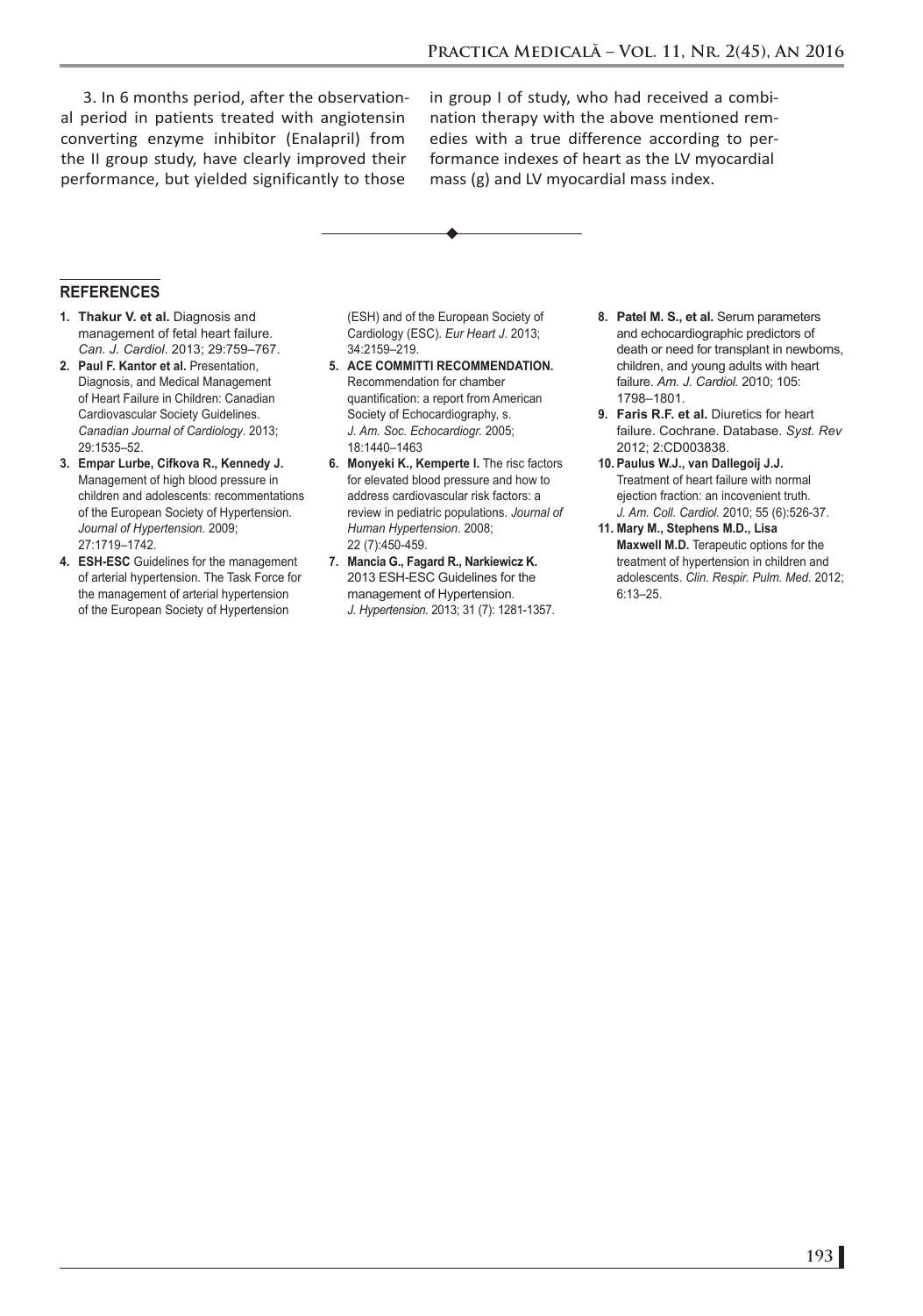3. In 6 months period, after the observational period in patients treated with angiotensin converting enzyme inhibitor (Enalapril) from the II group study, have clearly improved their performance, but yielded significantly to those in group I of study, who had received a combination therapy with the above mentioned remedies with a true difference according to performance indexes of heart as the LV myocardial mass (g) and LV myocardial mass index.

## REFERENCES

1. **Thakur V. et al.** Diagnosis and management of fetal heart failure. *Can. J. Cardiol*. 2013; 29:759–767.
2. **Paul F. Kantor et al.** Presentation, Diagnosis, and Medical Management of Heart Failure in Children: Canadian Cardiovascular Society Guidelines. *Canadian Journal of Cardiology*. 2013; 29:1535–52.
3. **Empar Lurbe, Cifkova R., Kennedy J.** Management of high blood pressure in children and adolescents: recommentations of the European Society of Hypertension. *Journal of Hypertension*. 2009; 27:1719–1742.
4. **ESH-ESC** Guidelines for the management of arterial hypertension. The Task Force for the management of arterial hypertension of the European Society of Hypertension (ESH) and of the European Society of Cardiology (ESC). *Eur Heart J*. 2013; 34:2159–219.
5. **ACE COMMITTI RECOMMENDATION.** Recommendation for chamber quantification: a report from American Society of Echocardiography, s. *J. Am. Soc. Echocardiogr.* 2005; 18:1440–1463
6. **Monyeki K., Kemperte I.** The risc factors for elevated blood pressure and how to address cardiovascular risk factors: a review in pediatric populations. *Journal of Human Hypertension*. 2008; 22 (7):450-459.
7. **Mancia G., Fagard R., Narkiewicz K.** 2013 ESH-ESC Guidelines for the management of Hypertension. *J. Hypertension.* 2013; 31 (7): 1281-1357.
8. **Patel M. S., et al.** Serum parameters and echocardiographic predictors of death or need for transplant in newborns, children, and young adults with heart failure. *Am. J. Cardiol.* 2010; 105: 1798–1801.
9. **Faris R.F. et al.** Diuretics for heart failure. Cochrane. Database. *Syst. Rev* 2012; 2:CD003838.
10. **Paulus W.J., van Dallegoij J.J.** Treatment of heart failure with normal ejection fraction: an incovenient truth. *J. Am. Coll. Cardiol.* 2010; 55 (6):526-37.
11. **Mary M., Stephens M.D., Lisa Maxwell M.D.** Terapeutic options for the treatment of hypertension in children and adolescents. *Clin. Respir. Pulm. Med.* 2012; 6:13–25.